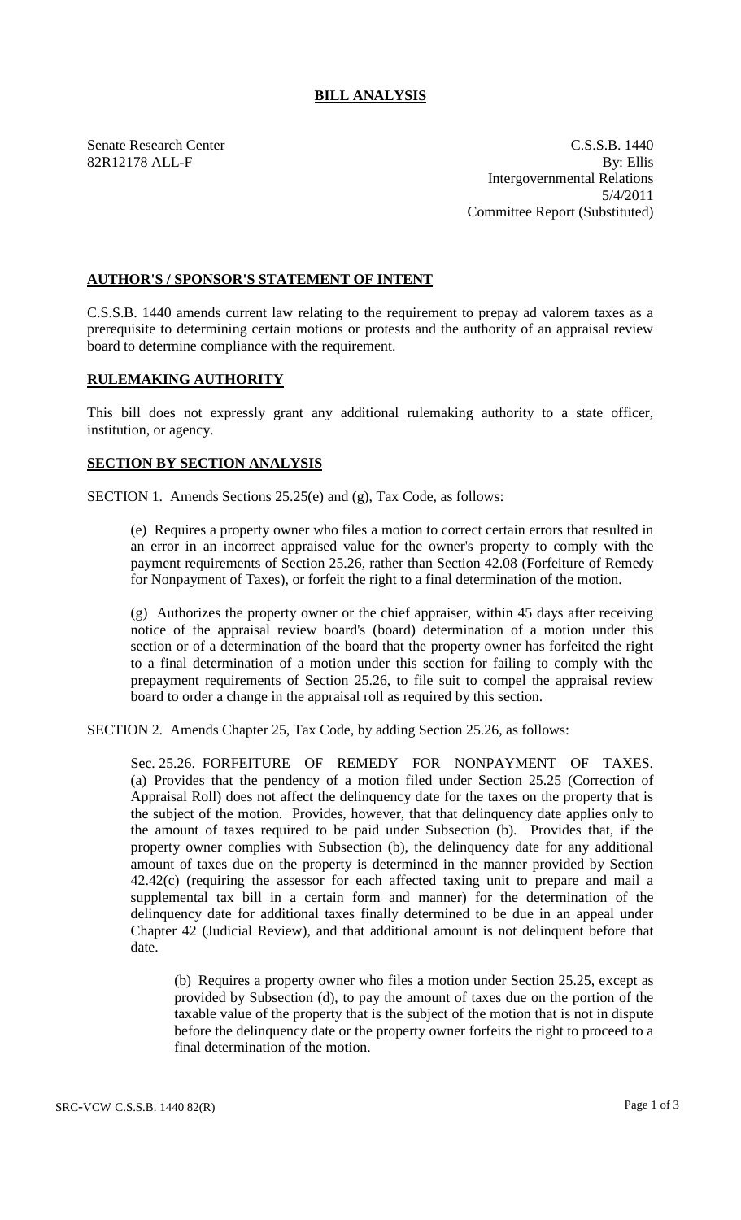# BILL ANALYSIS

Senate Research Center
82R12178 ALL-F

C.S.S.B. 1440
By: Ellis
Intergovernmental Relations
5/4/2011
Committee Report (Substituted)

## AUTHOR'S / SPONSOR'S STATEMENT OF INTENT

C.S.S.B. 1440 amends current law relating to the requirement to prepay ad valorem taxes as a prerequisite to determining certain motions or protests and the authority of an appraisal review board to determine compliance with the requirement.

## RULEMAKING AUTHORITY

This bill does not expressly grant any additional rulemaking authority to a state officer, institution, or agency.

## SECTION BY SECTION ANALYSIS

SECTION 1. Amends Sections 25.25(e) and (g), Tax Code, as follows:

(e) Requires a property owner who files a motion to correct certain errors that resulted in an error in an incorrect appraised value for the owner's property to comply with the payment requirements of Section 25.26, rather than Section 42.08 (Forfeiture of Remedy for Nonpayment of Taxes), or forfeit the right to a final determination of the motion.

(g) Authorizes the property owner or the chief appraiser, within 45 days after receiving notice of the appraisal review board's (board) determination of a motion under this section or of a determination of the board that the property owner has forfeited the right to a final determination of a motion under this section for failing to comply with the prepayment requirements of Section 25.26, to file suit to compel the appraisal review board to order a change in the appraisal roll as required by this section.

SECTION 2. Amends Chapter 25, Tax Code, by adding Section 25.26, as follows:

Sec. 25.26. FORFEITURE OF REMEDY FOR NONPAYMENT OF TAXES. (a) Provides that the pendency of a motion filed under Section 25.25 (Correction of Appraisal Roll) does not affect the delinquency date for the taxes on the property that is the subject of the motion. Provides, however, that that delinquency date applies only to the amount of taxes required to be paid under Subsection (b). Provides that, if the property owner complies with Subsection (b), the delinquency date for any additional amount of taxes due on the property is determined in the manner provided by Section 42.42(c) (requiring the assessor for each affected taxing unit to prepare and mail a supplemental tax bill in a certain form and manner) for the determination of the delinquency date for additional taxes finally determined to be due in an appeal under Chapter 42 (Judicial Review), and that additional amount is not delinquent before that date.

(b) Requires a property owner who files a motion under Section 25.25, except as provided by Subsection (d), to pay the amount of taxes due on the portion of the taxable value of the property that is the subject of the motion that is not in dispute before the delinquency date or the property owner forfeits the right to proceed to a final determination of the motion.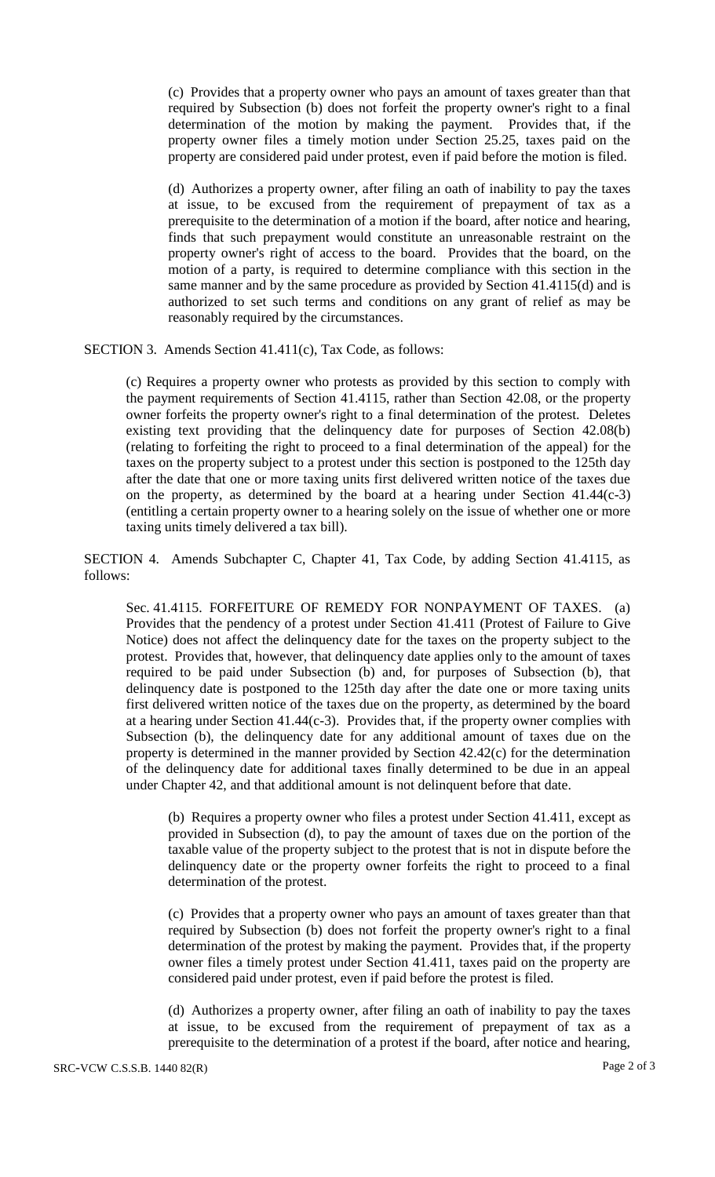(c) Provides that a property owner who pays an amount of taxes greater than that required by Subsection (b) does not forfeit the property owner's right to a final determination of the motion by making the payment. Provides that, if the property owner files a timely motion under Section 25.25, taxes paid on the property are considered paid under protest, even if paid before the motion is filed.

(d) Authorizes a property owner, after filing an oath of inability to pay the taxes at issue, to be excused from the requirement of prepayment of tax as a prerequisite to the determination of a motion if the board, after notice and hearing, finds that such prepayment would constitute an unreasonable restraint on the property owner's right of access to the board. Provides that the board, on the motion of a party, is required to determine compliance with this section in the same manner and by the same procedure as provided by Section 41.4115(d) and is authorized to set such terms and conditions on any grant of relief as may be reasonably required by the circumstances.

SECTION 3. Amends Section 41.411(c), Tax Code, as follows:

(c) Requires a property owner who protests as provided by this section to comply with the payment requirements of Section 41.4115, rather than Section 42.08, or the property owner forfeits the property owner's right to a final determination of the protest. Deletes existing text providing that the delinquency date for purposes of Section 42.08(b) (relating to forfeiting the right to proceed to a final determination of the appeal) for the taxes on the property subject to a protest under this section is postponed to the 125th day after the date that one or more taxing units first delivered written notice of the taxes due on the property, as determined by the board at a hearing under Section 41.44(c-3) (entitling a certain property owner to a hearing solely on the issue of whether one or more taxing units timely delivered a tax bill).

SECTION 4. Amends Subchapter C, Chapter 41, Tax Code, by adding Section 41.4115, as follows:

Sec. 41.4115. FORFEITURE OF REMEDY FOR NONPAYMENT OF TAXES. (a) Provides that the pendency of a protest under Section 41.411 (Protest of Failure to Give Notice) does not affect the delinquency date for the taxes on the property subject to the protest. Provides that, however, that delinquency date applies only to the amount of taxes required to be paid under Subsection (b) and, for purposes of Subsection (b), that delinquency date is postponed to the 125th day after the date one or more taxing units first delivered written notice of the taxes due on the property, as determined by the board at a hearing under Section 41.44(c-3). Provides that, if the property owner complies with Subsection (b), the delinquency date for any additional amount of taxes due on the property is determined in the manner provided by Section 42.42(c) for the determination of the delinquency date for additional taxes finally determined to be due in an appeal under Chapter 42, and that additional amount is not delinquent before that date.

(b) Requires a property owner who files a protest under Section 41.411, except as provided in Subsection (d), to pay the amount of taxes due on the portion of the taxable value of the property subject to the protest that is not in dispute before the delinquency date or the property owner forfeits the right to proceed to a final determination of the protest.

(c) Provides that a property owner who pays an amount of taxes greater than that required by Subsection (b) does not forfeit the property owner's right to a final determination of the protest by making the payment. Provides that, if the property owner files a timely protest under Section 41.411, taxes paid on the property are considered paid under protest, even if paid before the protest is filed.

(d) Authorizes a property owner, after filing an oath of inability to pay the taxes at issue, to be excused from the requirement of prepayment of tax as a prerequisite to the determination of a protest if the board, after notice and hearing,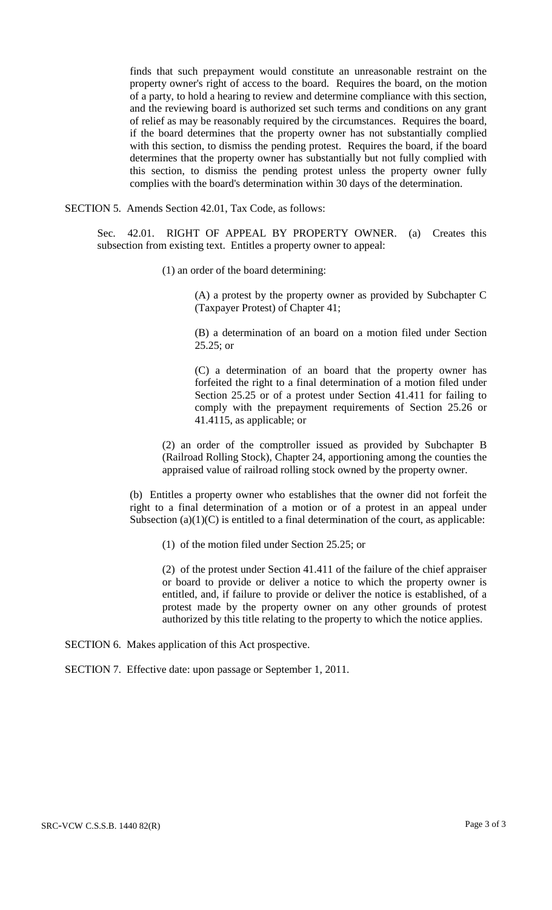finds that such prepayment would constitute an unreasonable restraint on the property owner's right of access to the board. Requires the board, on the motion of a party, to hold a hearing to review and determine compliance with this section, and the reviewing board is authorized set such terms and conditions on any grant of relief as may be reasonably required by the circumstances. Requires the board, if the board determines that the property owner has not substantially complied with this section, to dismiss the pending protest. Requires the board, if the board determines that the property owner has substantially but not fully complied with this section, to dismiss the pending protest unless the property owner fully complies with the board's determination within 30 days of the determination.

SECTION 5. Amends Section 42.01, Tax Code, as follows:

Sec. 42.01. RIGHT OF APPEAL BY PROPERTY OWNER. (a) Creates this subsection from existing text. Entitles a property owner to appeal:

(1) an order of the board determining:

(A) a protest by the property owner as provided by Subchapter C (Taxpayer Protest) of Chapter 41;

(B) a determination of an board on a motion filed under Section 25.25; or

(C) a determination of an board that the property owner has forfeited the right to a final determination of a motion filed under Section 25.25 or of a protest under Section 41.411 for failing to comply with the prepayment requirements of Section 25.26 or 41.4115, as applicable; or

(2) an order of the comptroller issued as provided by Subchapter B (Railroad Rolling Stock), Chapter 24, apportioning among the counties the appraised value of railroad rolling stock owned by the property owner.

(b) Entitles a property owner who establishes that the owner did not forfeit the right to a final determination of a motion or of a protest in an appeal under Subsection (a)(1)(C) is entitled to a final determination of the court, as applicable:

(1) of the motion filed under Section 25.25; or

(2) of the protest under Section 41.411 of the failure of the chief appraiser or board to provide or deliver a notice to which the property owner is entitled, and, if failure to provide or deliver the notice is established, of a protest made by the property owner on any other grounds of protest authorized by this title relating to the property to which the notice applies.

SECTION 6. Makes application of this Act prospective.

SECTION 7. Effective date: upon passage or September 1, 2011.